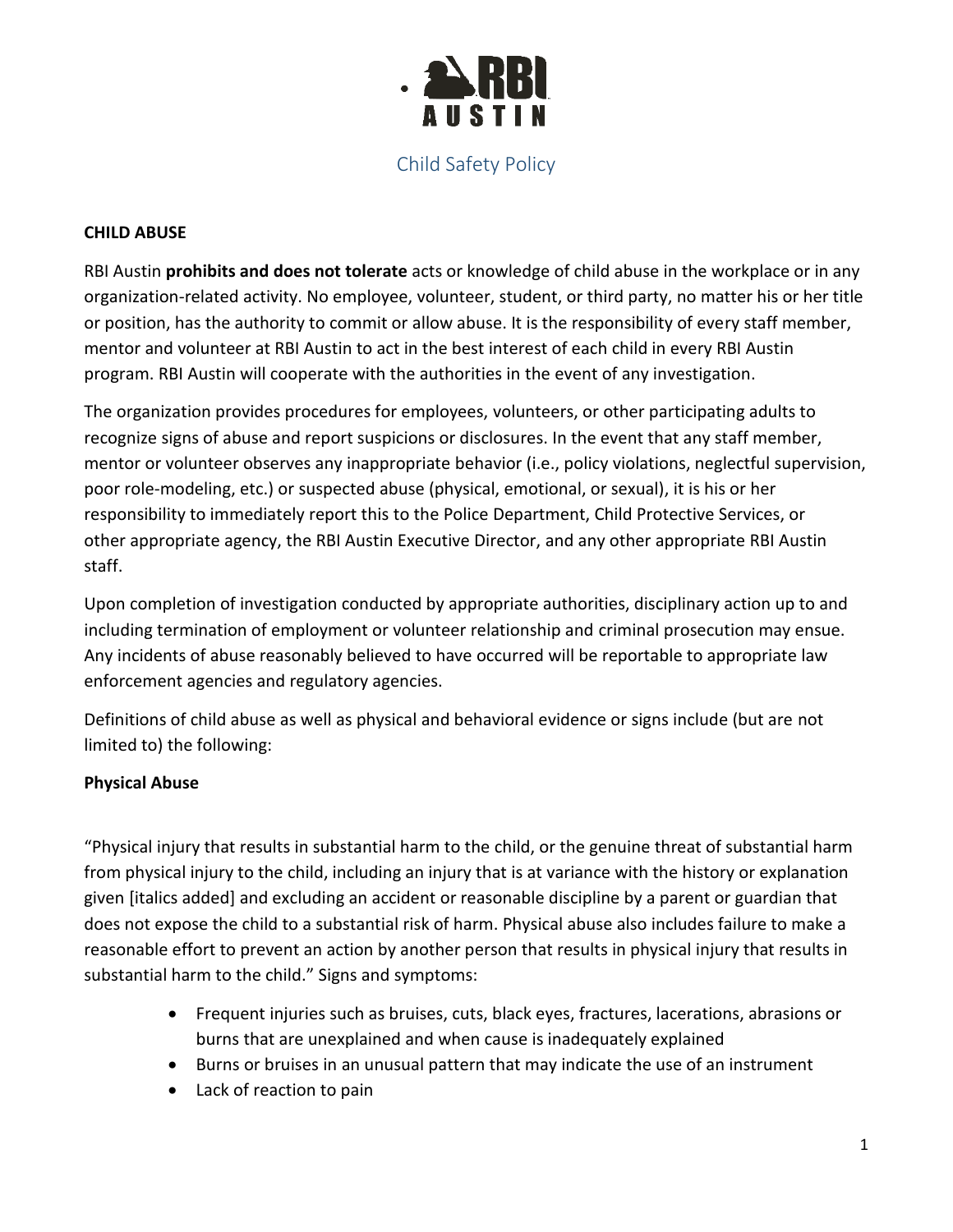# Child Safety Policy

**CHILD ABUSE**

RBI Austin **prohibits and does not tolerate** acts or knowledge of child abuse in the workplace or in any organization-related activity. No employee, volunteer, student, or third party, no matter his or her title or position, has the authority to commit or allow abuse. It is the responsibility of every staff member, mentor and volunteer at RBI Austin to act in the best interest of each child in every RBI Austin program. RBI Austin will cooperate with the authorities in the event of any investigation.

The organization provides procedures for employees, volunteers, or other participating adults to recognize signs of abuse and report suspicions or disclosures. In the event that any staff member, mentor or volunteer observes any inappropriate behavior (i.e., policy violations, neglectful supervision, poor role-modeling, etc.) or suspected abuse (physical, emotional, or sexual), it is his or her responsibility to immediately report this to the Police Department, Child Protective Services, or other appropriate agency, the RBI Austin Executive Director, and any other appropriate RBI Austin staff.

Upon completion of investigation conducted by appropriate authorities, disciplinary action up to and including termination of employment or volunteer relationship and criminal prosecution may ensue. Any incidents of abuse reasonably believed to have occurred will be reportable to appropriate law enforcement agencies and regulatory agencies.

Definitions of child abuse as well as physical and behavioral evidence or signs include (but are not limited to) the following:

**Physical Abuse**

"Physical injury that results in substantial harm to the child, or the genuine threat of substantial harm from physical injury to the child, including an injury that is at variance with the history or explanation given [italics added] and excluding an accident or reasonable discipline by a parent or guardian that does not expose the child to a substantial risk of harm. Physical abuse also includes failure to make a reasonable effort to prevent an action by another person that results in physical injury that results in substantial harm to the child." Signs and symptoms:

- Frequent injuries such as bruises, cuts, black eyes, fractures, lacerations, abrasions or burns that are unexplained and when cause is inadequately explained
- Burns or bruises in an unusual pattern that may indicate the use of an instrument
- Lack of reaction to pain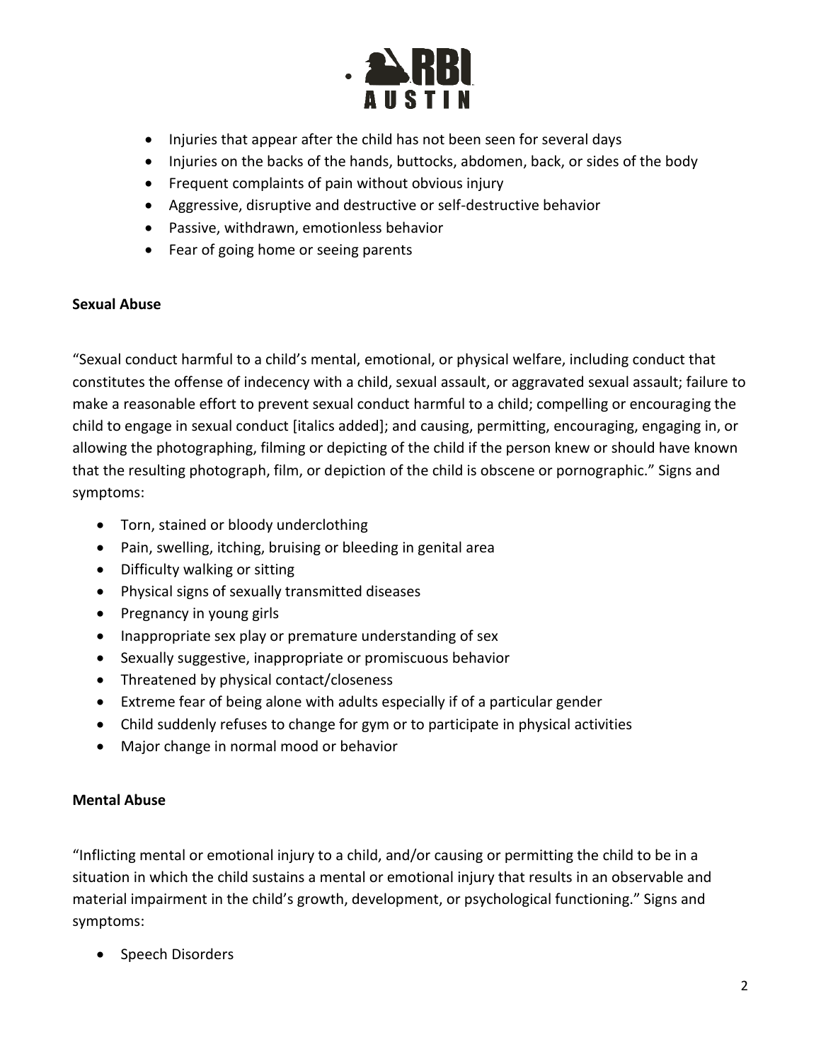- Injuries that appear after the child has not been seen for several days
- Injuries on the backs of the hands, buttocks, abdomen, back, or sides of the body
- Frequent complaints of pain without obvious injury
- Aggressive, disruptive and destructive or self-destructive behavior
- Passive, withdrawn, emotionless behavior
- Fear of going home or seeing parents

**Sexual Abuse**

"Sexual conduct harmful to a child's mental, emotional, or physical welfare, including conduct that constitutes the offense of indecency with a child, sexual assault, or aggravated sexual assault; failure to make a reasonable effort to prevent sexual conduct harmful to a child; compelling or encouraging the child to engage in sexual conduct [italics added]; and causing, permitting, encouraging, engaging in, or allowing the photographing, filming or depicting of the child if the person knew or should have known that the resulting photograph, film, or depiction of the child is obscene or pornographic." Signs and symptoms:

- Torn, stained or bloody underclothing
- Pain, swelling, itching, bruising or bleeding in genital area
- Difficulty walking or sitting
- Physical signs of sexually transmitted diseases
- Pregnancy in young girls
- Inappropriate sex play or premature understanding of sex
- Sexually suggestive, inappropriate or promiscuous behavior
- Threatened by physical contact/closeness
- Extreme fear of being alone with adults especially if of a particular gender
- Child suddenly refuses to change for gym or to participate in physical activities
- Major change in normal mood or behavior

**Mental Abuse**

"Inflicting mental or emotional injury to a child, and/or causing or permitting the child to be in a situation in which the child sustains a mental or emotional injury that results in an observable and material impairment in the child's growth, development, or psychological functioning." Signs and symptoms:

- Speech Disorders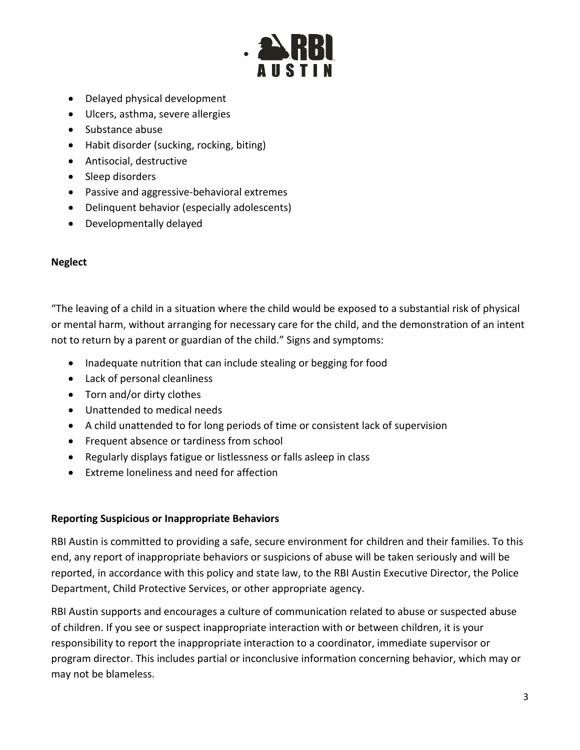- Delayed physical development
- Ulcers, asthma, severe allergies
- Substance abuse
- Habit disorder (sucking, rocking, biting)
- Antisocial, destructive
- Sleep disorders
- Passive and aggressive-behavioral extremes
- Delinquent behavior (especially adolescents)
- Developmentally delayed

**Neglect**

"The leaving of a child in a situation where the child would be exposed to a substantial risk of physical or mental harm, without arranging for necessary care for the child, and the demonstration of an intent not to return by a parent or guardian of the child." Signs and symptoms:

- Inadequate nutrition that can include stealing or begging for food
- Lack of personal cleanliness
- Torn and/or dirty clothes
- Unattended to medical needs
- A child unattended to for long periods of time or consistent lack of supervision
- Frequent absence or tardiness from school
- Regularly displays fatigue or listlessness or falls asleep in class
- Extreme loneliness and need for affection

**Reporting Suspicious or Inappropriate Behaviors**

RBI Austin is committed to providing a safe, secure environment for children and their families. To this end, any report of inappropriate behaviors or suspicions of abuse will be taken seriously and will be reported, in accordance with this policy and state law, to the RBI Austin Executive Director, the Police Department, Child Protective Services, or other appropriate agency.

RBI Austin supports and encourages a culture of communication related to abuse or suspected abuse of children. If you see or suspect inappropriate interaction with or between children, it is your responsibility to report the inappropriate interaction to a coordinator, immediate supervisor or program director. This includes partial or inconclusive information concerning behavior, which may or may not be blameless.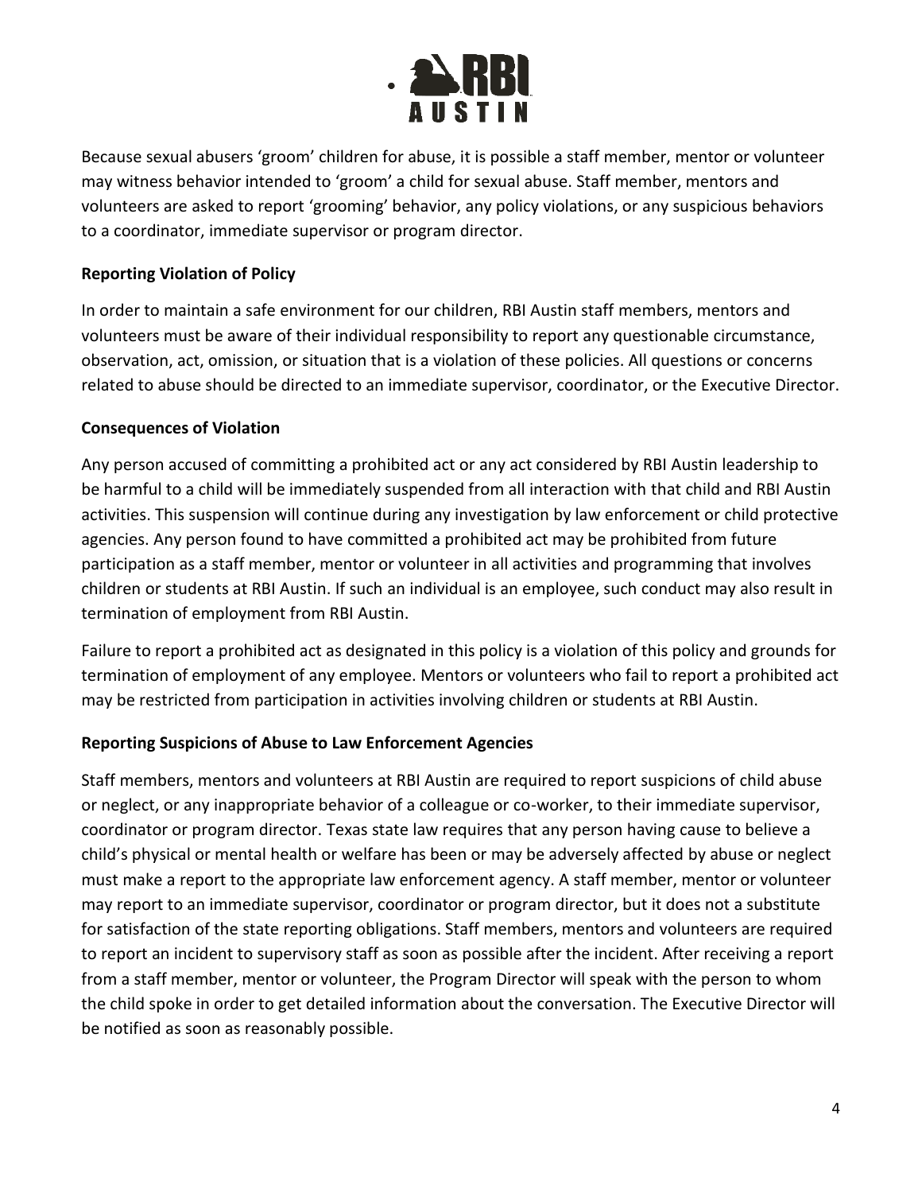Because sexual abusers 'groom' children for abuse, it is possible a staff member, mentor or volunteer may witness behavior intended to 'groom' a child for sexual abuse. Staff member, mentors and volunteers are asked to report 'grooming' behavior, any policy violations, or any suspicious behaviors to a coordinator, immediate supervisor or program director.

**Reporting Violation of Policy**

In order to maintain a safe environment for our children, RBI Austin staff members, mentors and volunteers must be aware of their individual responsibility to report any questionable circumstance, observation, act, omission, or situation that is a violation of these policies. All questions or concerns related to abuse should be directed to an immediate supervisor, coordinator, or the Executive Director.

**Consequences of Violation**

Any person accused of committing a prohibited act or any act considered by RBI Austin leadership to be harmful to a child will be immediately suspended from all interaction with that child and RBI Austin activities. This suspension will continue during any investigation by law enforcement or child protective agencies. Any person found to have committed a prohibited act may be prohibited from future participation as a staff member, mentor or volunteer in all activities and programming that involves children or students at RBI Austin. If such an individual is an employee, such conduct may also result in termination of employment from RBI Austin.

Failure to report a prohibited act as designated in this policy is a violation of this policy and grounds for termination of employment of any employee. Mentors or volunteers who fail to report a prohibited act may be restricted from participation in activities involving children or students at RBI Austin.

**Reporting Suspicions of Abuse to Law Enforcement Agencies**

Staff members, mentors and volunteers at RBI Austin are required to report suspicions of child abuse or neglect, or any inappropriate behavior of a colleague or co-worker, to their immediate supervisor, coordinator or program director. Texas state law requires that any person having cause to believe a child's physical or mental health or welfare has been or may be adversely affected by abuse or neglect must make a report to the appropriate law enforcement agency. A staff member, mentor or volunteer may report to an immediate supervisor, coordinator or program director, but it does not a substitute for satisfaction of the state reporting obligations. Staff members, mentors and volunteers are required to report an incident to supervisory staff as soon as possible after the incident. After receiving a report from a staff member, mentor or volunteer, the Program Director will speak with the person to whom the child spoke in order to get detailed information about the conversation. The Executive Director will be notified as soon as reasonably possible.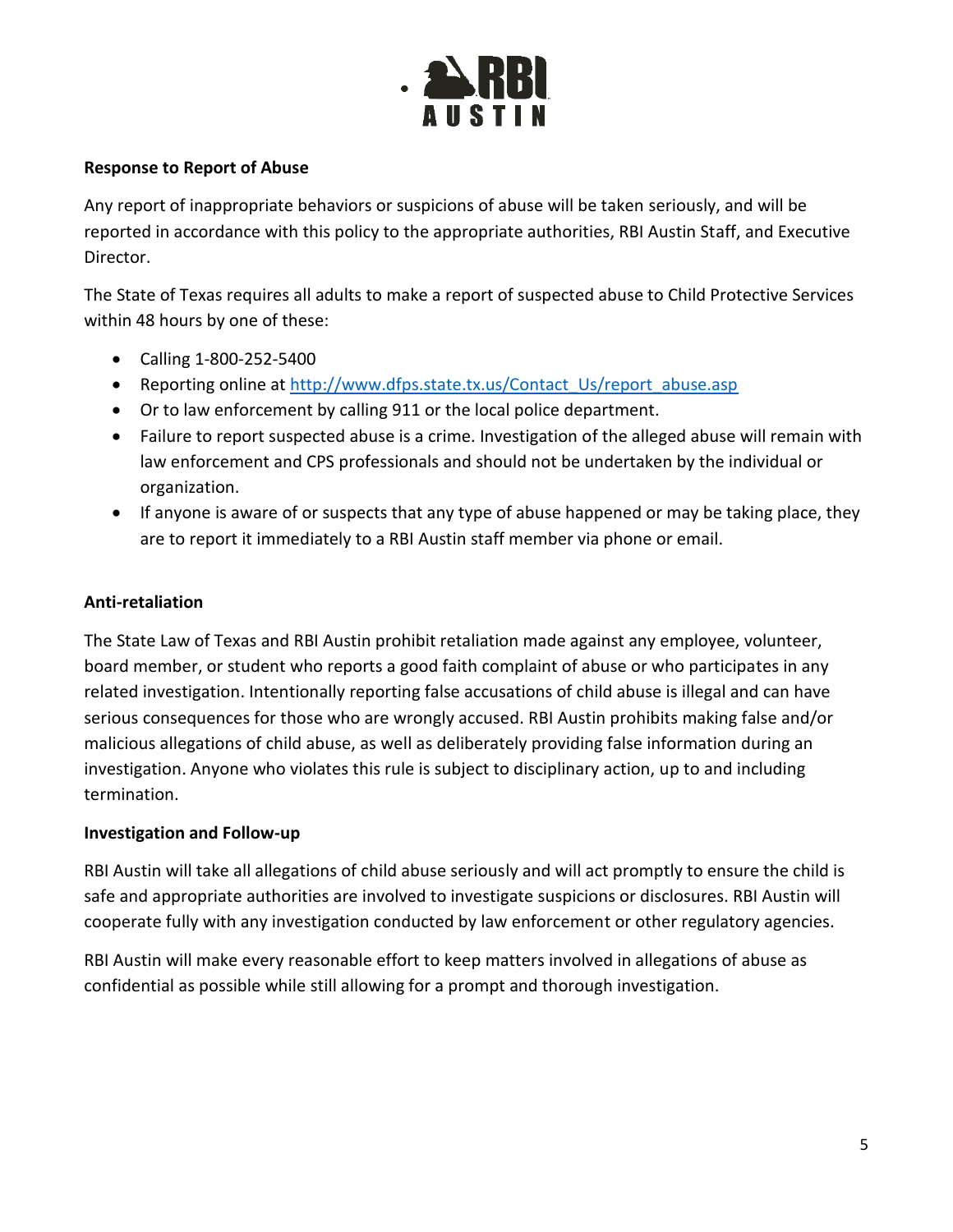**Response to Report of Abuse**

Any report of inappropriate behaviors or suspicions of abuse will be taken seriously, and will be reported in accordance with this policy to the appropriate authorities, RBI Austin Staff, and Executive Director.

The State of Texas requires all adults to make a report of suspected abuse to Child Protective Services within 48 hours by one of these:

- Calling 1-800-252-5400
- Reporting online at [http://www.dfps.state.tx.us/Contact_Us/report_abuse.asp](http://www.dfps.state.tx.us/Contact_Us/report_abuse.asp)
- Or to law enforcement by calling 911 or the local police department.
- Failure to report suspected abuse is a crime. Investigation of the alleged abuse will remain with law enforcement and CPS professionals and should not be undertaken by the individual or organization.
- If anyone is aware of or suspects that any type of abuse happened or may be taking place, they are to report it immediately to a RBI Austin staff member via phone or email.

**Anti-retaliation**

The State Law of Texas and RBI Austin prohibit retaliation made against any employee, volunteer, board member, or student who reports a good faith complaint of abuse or who participates in any related investigation. Intentionally reporting false accusations of child abuse is illegal and can have serious consequences for those who are wrongly accused. RBI Austin prohibits making false and/or malicious allegations of child abuse, as well as deliberately providing false information during an investigation. Anyone who violates this rule is subject to disciplinary action, up to and including termination.

**Investigation and Follow-up**

RBI Austin will take all allegations of child abuse seriously and will act promptly to ensure the child is safe and appropriate authorities are involved to investigate suspicions or disclosures. RBI Austin will cooperate fully with any investigation conducted by law enforcement or other regulatory agencies.

RBI Austin will make every reasonable effort to keep matters involved in allegations of abuse as confidential as possible while still allowing for a prompt and thorough investigation.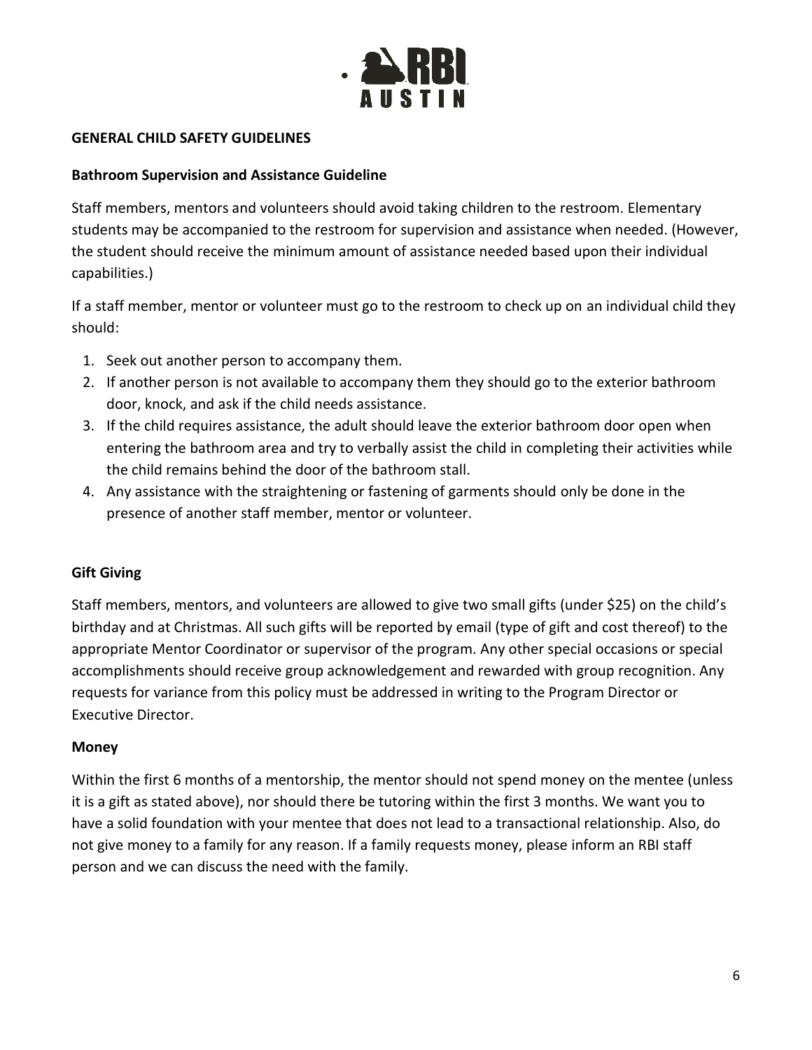## GENERAL CHILD SAFETY GUIDELINES

### Bathroom Supervision and Assistance Guideline

Staff members, mentors and volunteers should avoid taking children to the restroom. Elementary students may be accompanied to the restroom for supervision and assistance when needed. (However, the student should receive the minimum amount of assistance needed based upon their individual capabilities.)

If a staff member, mentor or volunteer must go to the restroom to check up on an individual child they should:

1. Seek out another person to accompany them.
2. If another person is not available to accompany them they should go to the exterior bathroom door, knock, and ask if the child needs assistance.
3. If the child requires assistance, the adult should leave the exterior bathroom door open when entering the bathroom area and try to verbally assist the child in completing their activities while the child remains behind the door of the bathroom stall.
4. Any assistance with the straightening or fastening of garments should only be done in the presence of another staff member, mentor or volunteer.

### Gift Giving

Staff members, mentors, and volunteers are allowed to give two small gifts (under $25) on the child's birthday and at Christmas. All such gifts will be reported by email (type of gift and cost thereof) to the appropriate Mentor Coordinator or supervisor of the program. Any other special occasions or special accomplishments should receive group acknowledgement and rewarded with group recognition. Any requests for variance from this policy must be addressed in writing to the Program Director or Executive Director.

### Money

Within the first 6 months of a mentorship, the mentor should not spend money on the mentee (unless it is a gift as stated above), nor should there be tutoring within the first 3 months. We want you to have a solid foundation with your mentee that does not lead to a transactional relationship. Also, do not give money to a family for any reason. If a family requests money, please inform an RBI staff person and we can discuss the need with the family.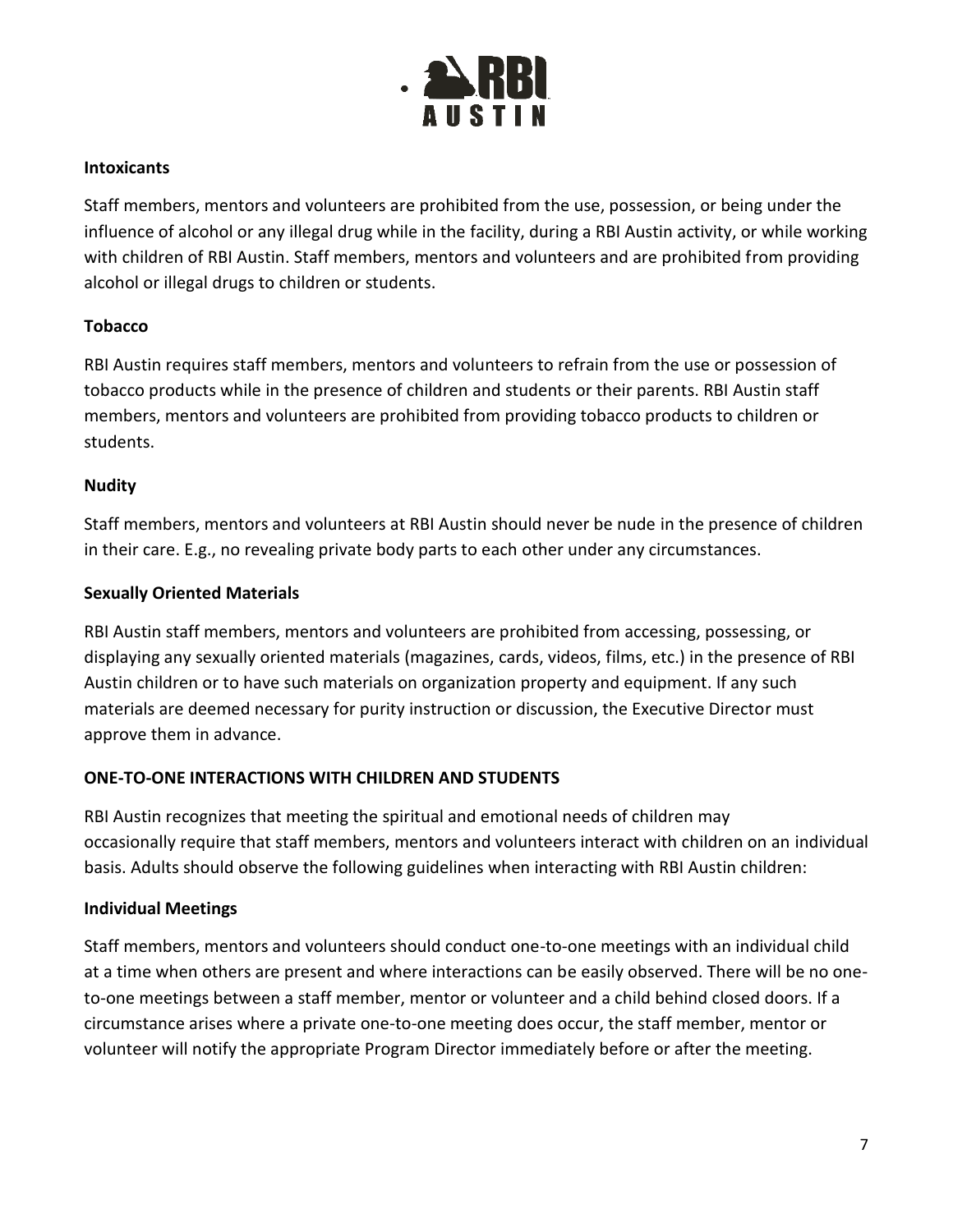**Intoxicants**

Staff members, mentors and volunteers are prohibited from the use, possession, or being under the influence of alcohol or any illegal drug while in the facility, during a RBI Austin activity, or while working with children of RBI Austin. Staff members, mentors and volunteers and are prohibited from providing alcohol or illegal drugs to children or students.

**Tobacco**

RBI Austin requires staff members, mentors and volunteers to refrain from the use or possession of tobacco products while in the presence of children and students or their parents. RBI Austin staff members, mentors and volunteers are prohibited from providing tobacco products to children or students.

**Nudity**

Staff members, mentors and volunteers at RBI Austin should never be nude in the presence of children in their care. E.g., no revealing private body parts to each other under any circumstances.

**Sexually Oriented Materials**

RBI Austin staff members, mentors and volunteers are prohibited from accessing, possessing, or displaying any sexually oriented materials (magazines, cards, videos, films, etc.) in the presence of RBI Austin children or to have such materials on organization property and equipment. If any such materials are deemed necessary for purity instruction or discussion, the Executive Director must approve them in advance.

**ONE-TO-ONE INTERACTIONS WITH CHILDREN AND STUDENTS**

RBI Austin recognizes that meeting the spiritual and emotional needs of children may occasionally require that staff members, mentors and volunteers interact with children on an individual basis. Adults should observe the following guidelines when interacting with RBI Austin children:

**Individual Meetings**

Staff members, mentors and volunteers should conduct one-to-one meetings with an individual child at a time when others are present and where interactions can be easily observed. There will be no one-to-one meetings between a staff member, mentor or volunteer and a child behind closed doors. If a circumstance arises where a private one-to-one meeting does occur, the staff member, mentor or volunteer will notify the appropriate Program Director immediately before or after the meeting.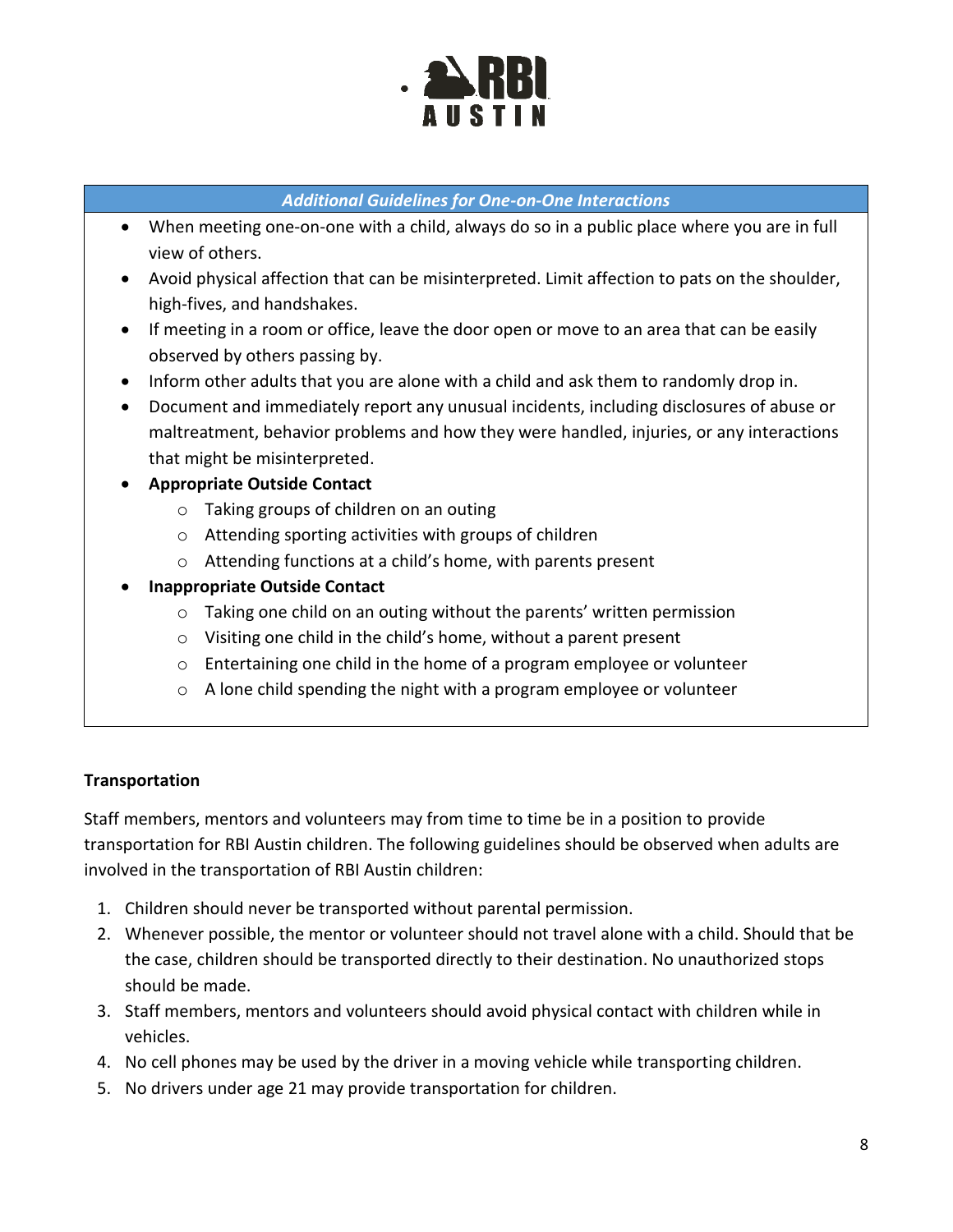### *Additional Guidelines for One-on-One Interactions*

- When meeting one-on-one with a child, always do so in a public place where you are in full view of others.
- Avoid physical affection that can be misinterpreted. Limit affection to pats on the shoulder, high-fives, and handshakes.
- If meeting in a room or office, leave the door open or move to an area that can be easily observed by others passing by.
- Inform other adults that you are alone with a child and ask them to randomly drop in.
- Document and immediately report any unusual incidents, including disclosures of abuse or maltreatment, behavior problems and how they were handled, injuries, or any interactions that might be misinterpreted.
- **Appropriate Outside Contact**
    - Taking groups of children on an outing
    - Attending sporting activities with groups of children
    - Attending functions at a child's home, with parents present
- **Inappropriate Outside Contact**
    - Taking one child on an outing without the parents' written permission
    - Visiting one child in the child's home, without a parent present
    - Entertaining one child in the home of a program employee or volunteer
    - A lone child spending the night with a program employee or volunteer

**Transportation**

Staff members, mentors and volunteers may from time to time be in a position to provide transportation for RBI Austin children. The following guidelines should be observed when adults are involved in the transportation of RBI Austin children:

1. Children should never be transported without parental permission.
2. Whenever possible, the mentor or volunteer should not travel alone with a child. Should that be the case, children should be transported directly to their destination. No unauthorized stops should be made.
3. Staff members, mentors and volunteers should avoid physical contact with children while in vehicles.
4. No cell phones may be used by the driver in a moving vehicle while transporting children.
5. No drivers under age 21 may provide transportation for children.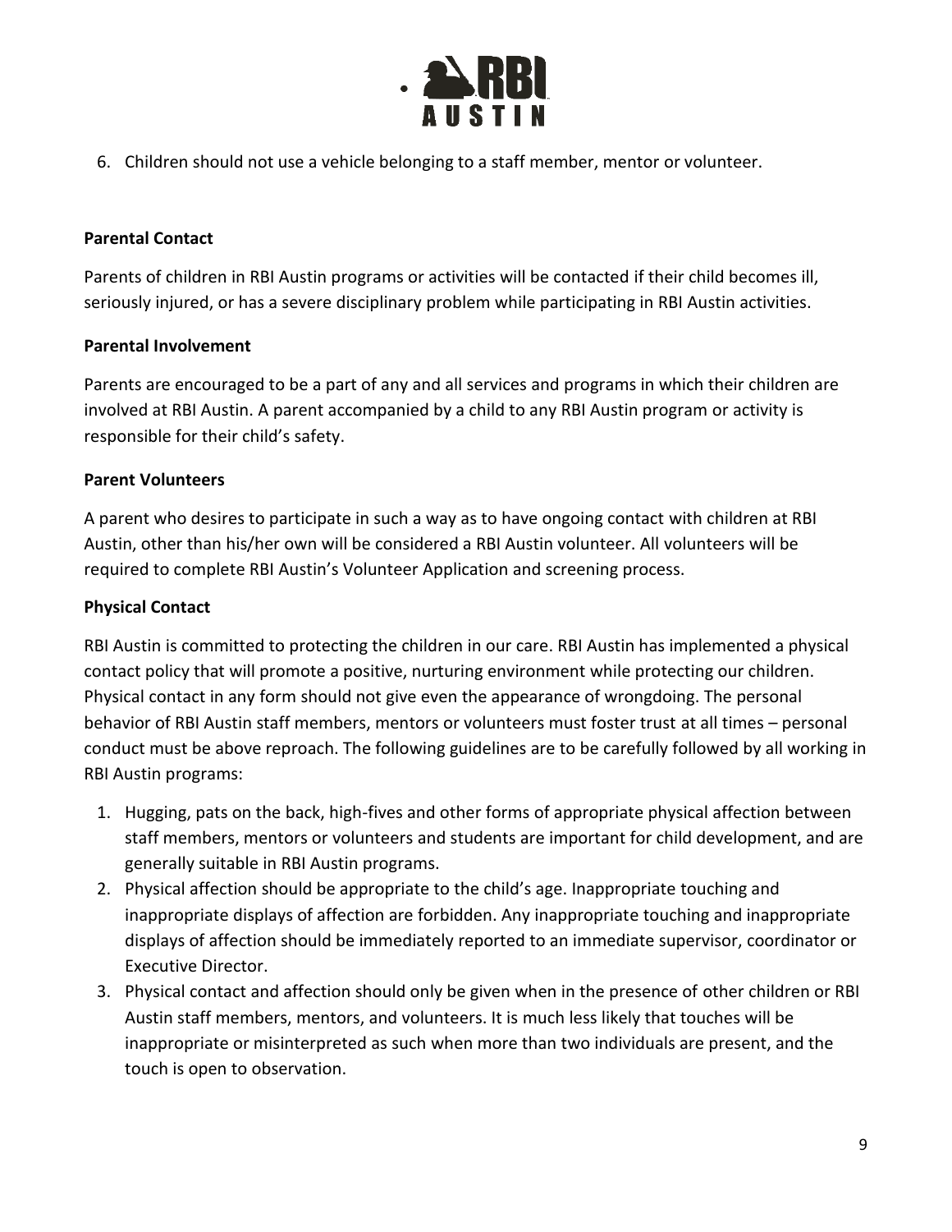6. Children should not use a vehicle belonging to a staff member, mentor or volunteer.

**Parental Contact**

Parents of children in RBI Austin programs or activities will be contacted if their child becomes ill, seriously injured, or has a severe disciplinary problem while participating in RBI Austin activities.

**Parental Involvement**

Parents are encouraged to be a part of any and all services and programs in which their children are involved at RBI Austin. A parent accompanied by a child to any RBI Austin program or activity is responsible for their child's safety.

**Parent Volunteers**

A parent who desires to participate in such a way as to have ongoing contact with children at RBI Austin, other than his/her own will be considered a RBI Austin volunteer. All volunteers will be required to complete RBI Austin's Volunteer Application and screening process.

**Physical Contact**

RBI Austin is committed to protecting the children in our care. RBI Austin has implemented a physical contact policy that will promote a positive, nurturing environment while protecting our children. Physical contact in any form should not give even the appearance of wrongdoing. The personal behavior of RBI Austin staff members, mentors or volunteers must foster trust at all times – personal conduct must be above reproach. The following guidelines are to be carefully followed by all working in RBI Austin programs:

1. Hugging, pats on the back, high-fives and other forms of appropriate physical affection between staff members, mentors or volunteers and students are important for child development, and are generally suitable in RBI Austin programs.
2. Physical affection should be appropriate to the child's age. Inappropriate touching and inappropriate displays of affection are forbidden. Any inappropriate touching and inappropriate displays of affection should be immediately reported to an immediate supervisor, coordinator or Executive Director.
3. Physical contact and affection should only be given when in the presence of other children or RBI Austin staff members, mentors, and volunteers. It is much less likely that touches will be inappropriate or misinterpreted as such when more than two individuals are present, and the touch is open to observation.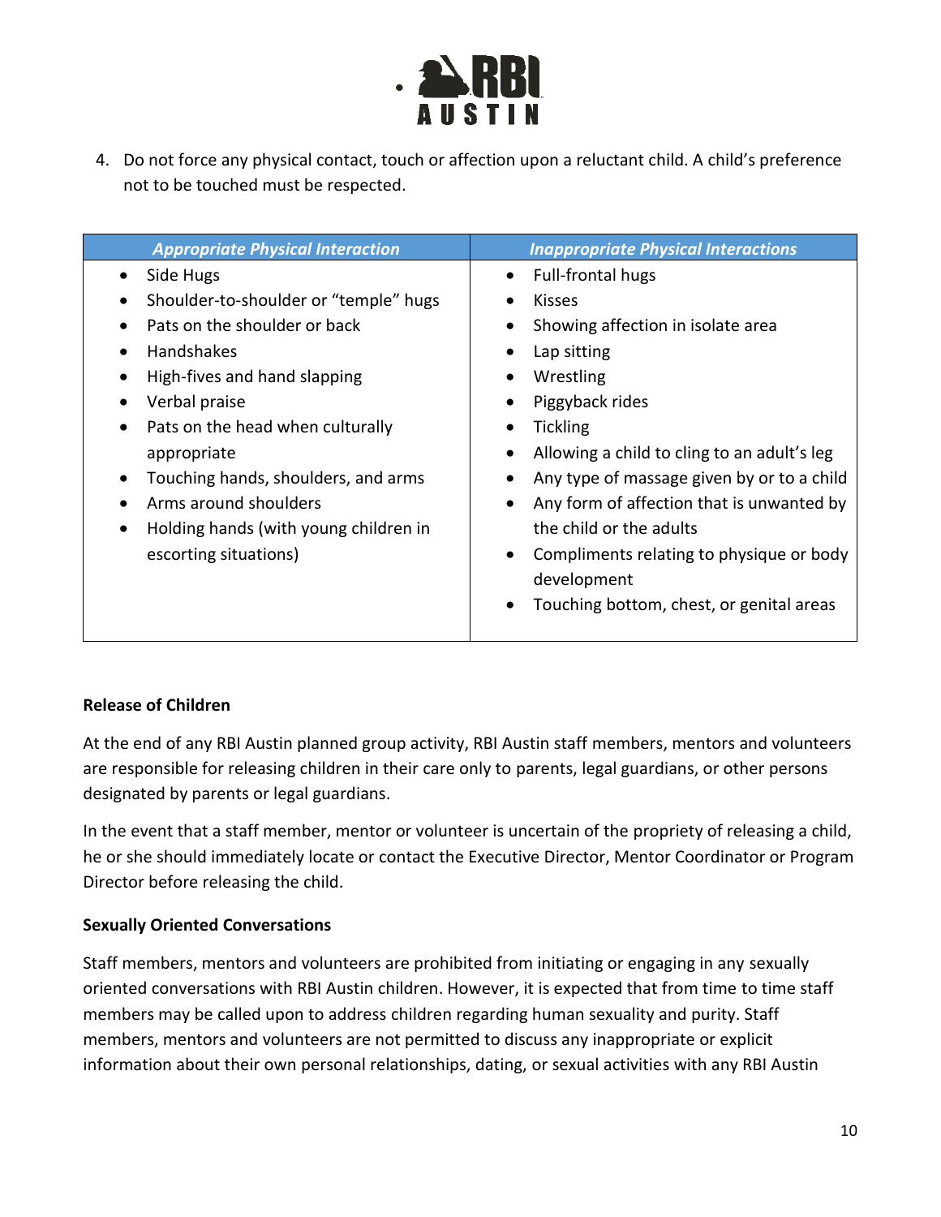4. Do not force any physical contact, touch or affection upon a reluctant child. A child's preference not to be touched must be respected.

| *Appropriate Physical Interaction* | *Inappropriate Physical Interactions* |
| --- | --- |
| • Side Hugs<br>• Shoulder-to-shoulder or "temple" hugs<br>• Pats on the shoulder or back<br>• Handshakes<br>• High-fives and hand slapping<br>• Verbal praise<br>• Pats on the head when culturally appropriate<br>• Touching hands, shoulders, and arms<br>• Arms around shoulders<br>• Holding hands (with young children in escorting situations) | • Full-frontal hugs<br>• Kisses<br>• Showing affection in isolate area<br>• Lap sitting<br>• Wrestling<br>• Piggyback rides<br>• Tickling<br>• Allowing a child to cling to an adult's leg<br>• Any type of massage given by or to a child<br>• Any form of affection that is unwanted by the child or the adults<br>• Compliments relating to physique or body development<br>• Touching bottom, chest, or genital areas |

**Release of Children**

At the end of any RBI Austin planned group activity, RBI Austin staff members, mentors and volunteers are responsible for releasing children in their care only to parents, legal guardians, or other persons designated by parents or legal guardians.

In the event that a staff member, mentor or volunteer is uncertain of the propriety of releasing a child, he or she should immediately locate or contact the Executive Director, Mentor Coordinator or Program Director before releasing the child.

**Sexually Oriented Conversations**

Staff members, mentors and volunteers are prohibited from initiating or engaging in any sexually oriented conversations with RBI Austin children. However, it is expected that from time to time staff members may be called upon to address children regarding human sexuality and purity. Staff members, mentors and volunteers are not permitted to discuss any inappropriate or explicit information about their own personal relationships, dating, or sexual activities with any RBI Austin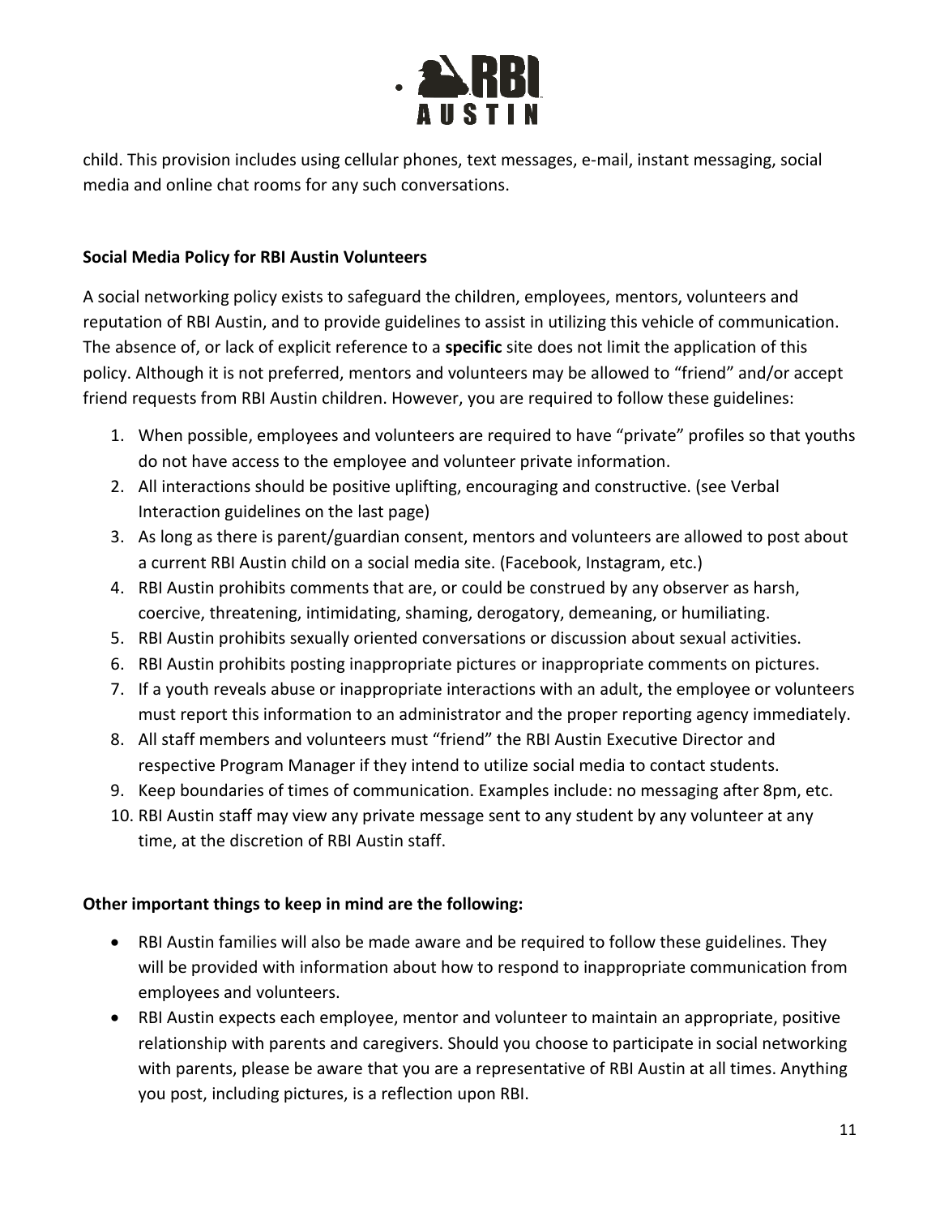child. This provision includes using cellular phones, text messages, e-mail, instant messaging, social media and online chat rooms for any such conversations.

**Social Media Policy for RBI Austin Volunteers**

A social networking policy exists to safeguard the children, employees, mentors, volunteers and reputation of RBI Austin, and to provide guidelines to assist in utilizing this vehicle of communication. The absence of, or lack of explicit reference to a **specific** site does not limit the application of this policy. Although it is not preferred, mentors and volunteers may be allowed to "friend" and/or accept friend requests from RBI Austin children. However, you are required to follow these guidelines:

1. When possible, employees and volunteers are required to have "private" profiles so that youths do not have access to the employee and volunteer private information.
2. All interactions should be positive uplifting, encouraging and constructive. (see Verbal Interaction guidelines on the last page)
3. As long as there is parent/guardian consent, mentors and volunteers are allowed to post about a current RBI Austin child on a social media site. (Facebook, Instagram, etc.)
4. RBI Austin prohibits comments that are, or could be construed by any observer as harsh, coercive, threatening, intimidating, shaming, derogatory, demeaning, or humiliating.
5. RBI Austin prohibits sexually oriented conversations or discussion about sexual activities.
6. RBI Austin prohibits posting inappropriate pictures or inappropriate comments on pictures.
7. If a youth reveals abuse or inappropriate interactions with an adult, the employee or volunteers must report this information to an administrator and the proper reporting agency immediately.
8. All staff members and volunteers must "friend" the RBI Austin Executive Director and respective Program Manager if they intend to utilize social media to contact students.
9. Keep boundaries of times of communication. Examples include: no messaging after 8pm, etc.
10. RBI Austin staff may view any private message sent to any student by any volunteer at any time, at the discretion of RBI Austin staff.

**Other important things to keep in mind are the following:**

- RBI Austin families will also be made aware and be required to follow these guidelines. They will be provided with information about how to respond to inappropriate communication from employees and volunteers.
- RBI Austin expects each employee, mentor and volunteer to maintain an appropriate, positive relationship with parents and caregivers. Should you choose to participate in social networking with parents, please be aware that you are a representative of RBI Austin at all times. Anything you post, including pictures, is a reflection upon RBI.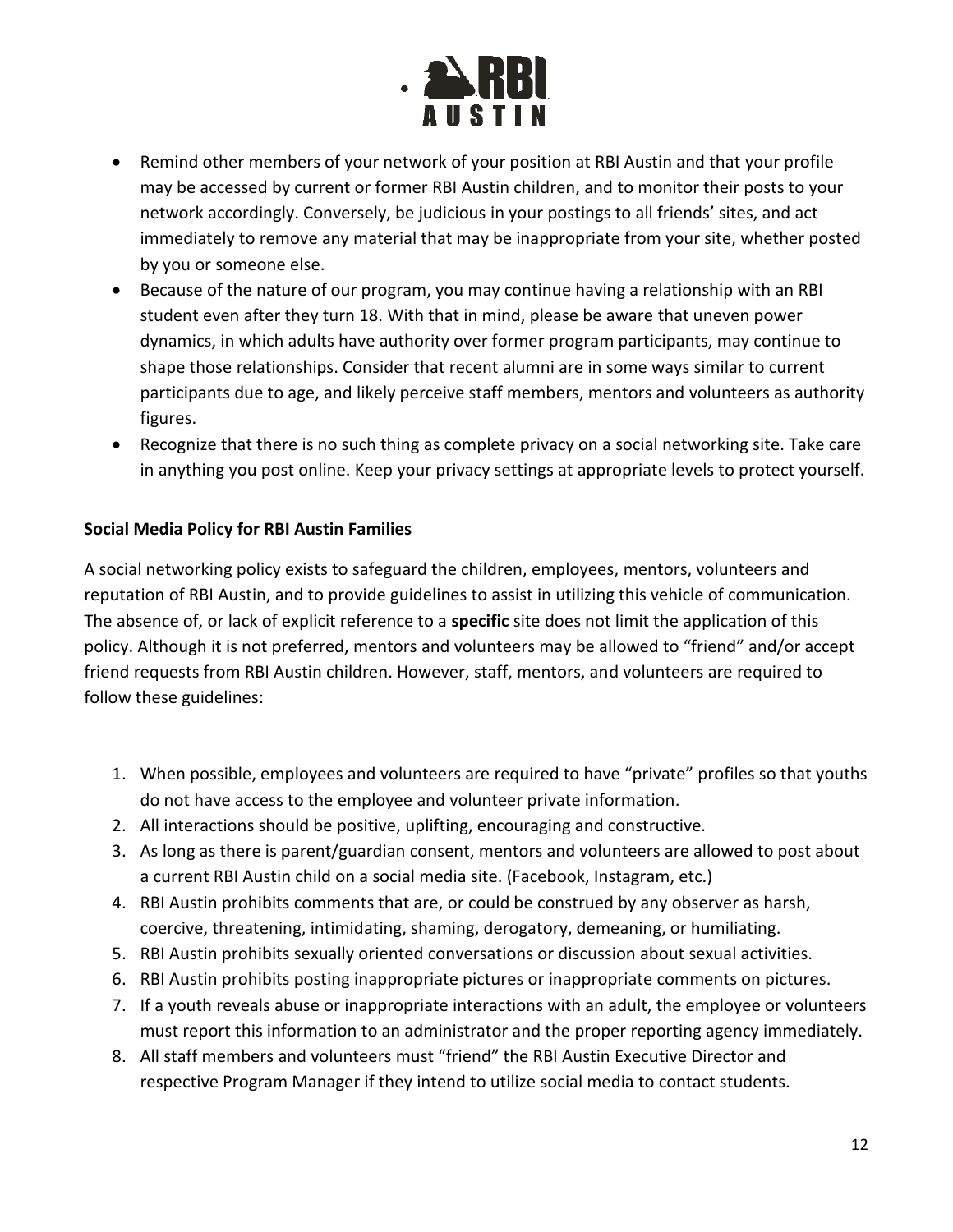- Remind other members of your network of your position at RBI Austin and that your profile may be accessed by current or former RBI Austin children, and to monitor their posts to your network accordingly. Conversely, be judicious in your postings to all friends' sites, and act immediately to remove any material that may be inappropriate from your site, whether posted by you or someone else.
- Because of the nature of our program, you may continue having a relationship with an RBI student even after they turn 18. With that in mind, please be aware that uneven power dynamics, in which adults have authority over former program participants, may continue to shape those relationships. Consider that recent alumni are in some ways similar to current participants due to age, and likely perceive staff members, mentors and volunteers as authority figures.
- Recognize that there is no such thing as complete privacy on a social networking site. Take care in anything you post online. Keep your privacy settings at appropriate levels to protect yourself.

**Social Media Policy for RBI Austin Families**

A social networking policy exists to safeguard the children, employees, mentors, volunteers and reputation of RBI Austin, and to provide guidelines to assist in utilizing this vehicle of communication. The absence of, or lack of explicit reference to a **specific** site does not limit the application of this policy. Although it is not preferred, mentors and volunteers may be allowed to "friend" and/or accept friend requests from RBI Austin children. However, staff, mentors, and volunteers are required to follow these guidelines:

1. When possible, employees and volunteers are required to have "private" profiles so that youths do not have access to the employee and volunteer private information.
2. All interactions should be positive, uplifting, encouraging and constructive.
3. As long as there is parent/guardian consent, mentors and volunteers are allowed to post about a current RBI Austin child on a social media site. (Facebook, Instagram, etc.)
4. RBI Austin prohibits comments that are, or could be construed by any observer as harsh, coercive, threatening, intimidating, shaming, derogatory, demeaning, or humiliating.
5. RBI Austin prohibits sexually oriented conversations or discussion about sexual activities.
6. RBI Austin prohibits posting inappropriate pictures or inappropriate comments on pictures.
7. If a youth reveals abuse or inappropriate interactions with an adult, the employee or volunteers must report this information to an administrator and the proper reporting agency immediately.
8. All staff members and volunteers must "friend" the RBI Austin Executive Director and respective Program Manager if they intend to utilize social media to contact students.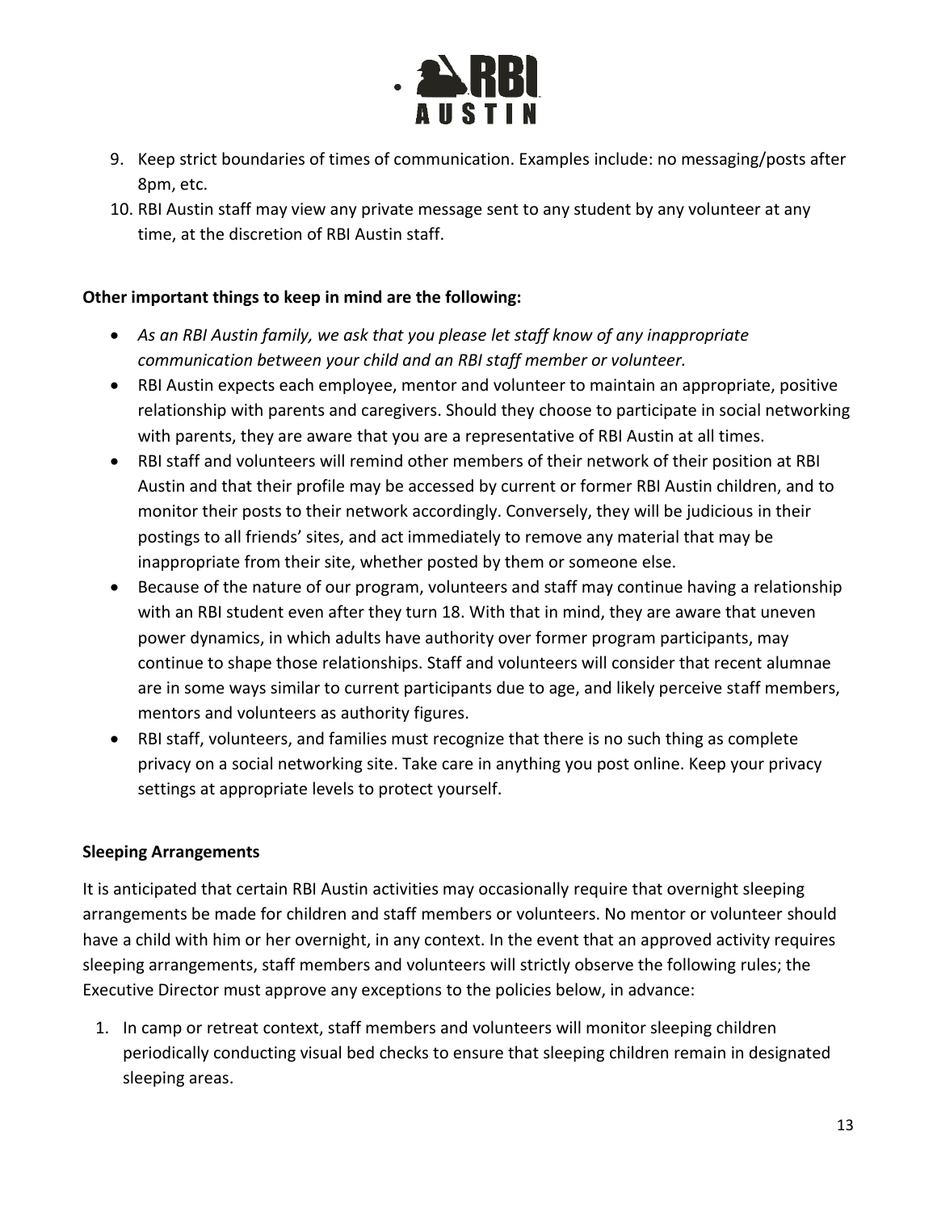9. Keep strict boundaries of times of communication. Examples include: no messaging/posts after 8pm, etc.
10. RBI Austin staff may view any private message sent to any student by any volunteer at any time, at the discretion of RBI Austin staff.

**Other important things to keep in mind are the following:**

- *As an RBI Austin family, we ask that you please let staff know of any inappropriate communication between your child and an RBI staff member or volunteer.*
- RBI Austin expects each employee, mentor and volunteer to maintain an appropriate, positive relationship with parents and caregivers. Should they choose to participate in social networking with parents, they are aware that you are a representative of RBI Austin at all times.
- RBI staff and volunteers will remind other members of their network of their position at RBI Austin and that their profile may be accessed by current or former RBI Austin children, and to monitor their posts to their network accordingly. Conversely, they will be judicious in their postings to all friends' sites, and act immediately to remove any material that may be inappropriate from their site, whether posted by them or someone else.
- Because of the nature of our program, volunteers and staff may continue having a relationship with an RBI student even after they turn 18. With that in mind, they are aware that uneven power dynamics, in which adults have authority over former program participants, may continue to shape those relationships. Staff and volunteers will consider that recent alumnae are in some ways similar to current participants due to age, and likely perceive staff members, mentors and volunteers as authority figures.
- RBI staff, volunteers, and families must recognize that there is no such thing as complete privacy on a social networking site. Take care in anything you post online. Keep your privacy settings at appropriate levels to protect yourself.

**Sleeping Arrangements**

It is anticipated that certain RBI Austin activities may occasionally require that overnight sleeping arrangements be made for children and staff members or volunteers. No mentor or volunteer should have a child with him or her overnight, in any context. In the event that an approved activity requires sleeping arrangements, staff members and volunteers will strictly observe the following rules; the Executive Director must approve any exceptions to the policies below, in advance:

1. In camp or retreat context, staff members and volunteers will monitor sleeping children periodically conducting visual bed checks to ensure that sleeping children remain in designated sleeping areas.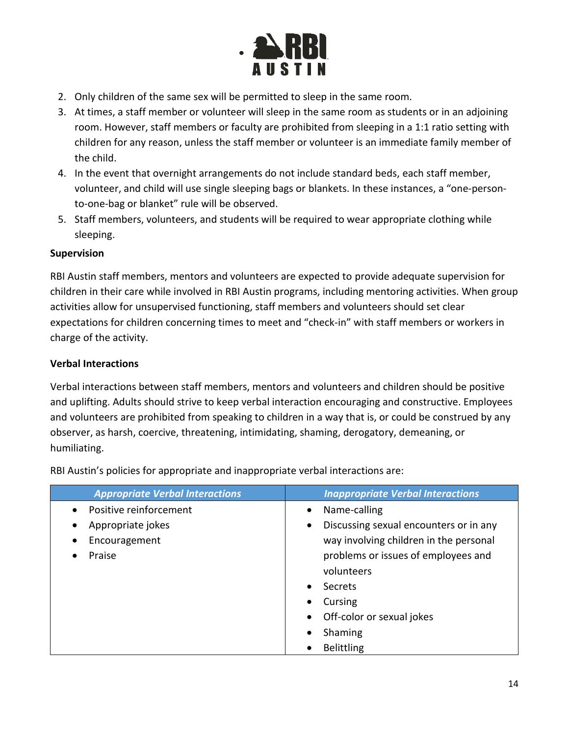2. Only children of the same sex will be permitted to sleep in the same room.
3. At times, a staff member or volunteer will sleep in the same room as students or in an adjoining room. However, staff members or faculty are prohibited from sleeping in a 1:1 ratio setting with children for any reason, unless the staff member or volunteer is an immediate family member of the child.
4. In the event that overnight arrangements do not include standard beds, each staff member, volunteer, and child will use single sleeping bags or blankets. In these instances, a "one-person-to-one-bag or blanket" rule will be observed.
5. Staff members, volunteers, and students will be required to wear appropriate clothing while sleeping.

**Supervision**

RBI Austin staff members, mentors and volunteers are expected to provide adequate supervision for children in their care while involved in RBI Austin programs, including mentoring activities. When group activities allow for unsupervised functioning, staff members and volunteers should set clear expectations for children concerning times to meet and "check-in" with staff members or workers in charge of the activity.

**Verbal Interactions**

Verbal interactions between staff members, mentors and volunteers and children should be positive and uplifting. Adults should strive to keep verbal interaction encouraging and constructive. Employees and volunteers are prohibited from speaking to children in a way that is, or could be construed by any observer, as harsh, coercive, threatening, intimidating, shaming, derogatory, demeaning, or humiliating.

RBI Austin's policies for appropriate and inappropriate verbal interactions are:

| ***Appropriate Verbal Interactions*** | ***Inappropriate Verbal Interactions*** |
|---|---|
| • Positive reinforcement<br>• Appropriate jokes<br>• Encouragement<br>• Praise | • Name-calling<br>• Discussing sexual encounters or in any way involving children in the personal problems or issues of employees and volunteers<br>• Secrets<br>• Cursing<br>• Off-color or sexual jokes<br>• Shaming<br>• Belittling |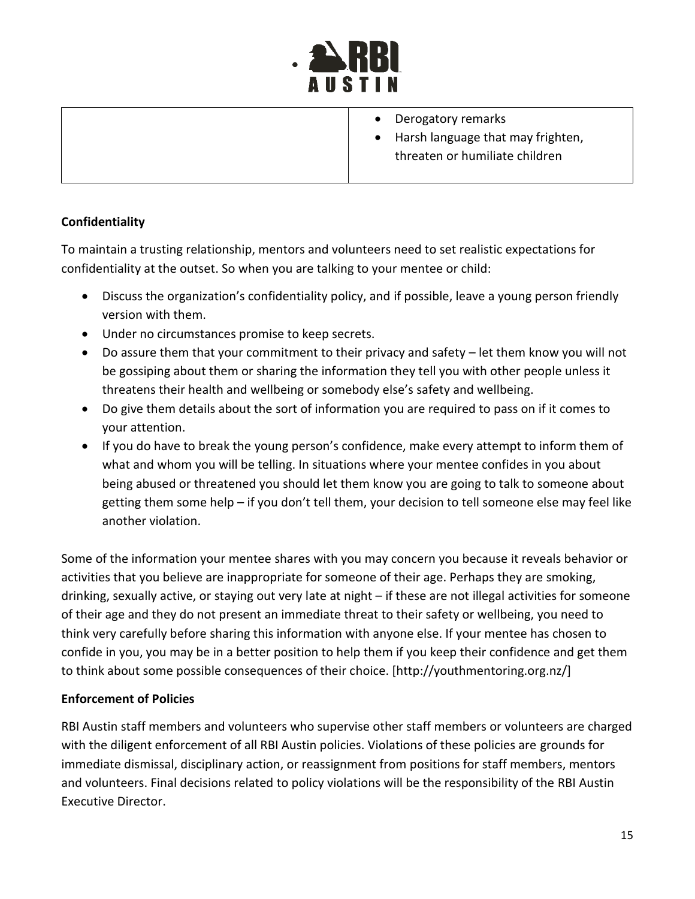| | • Derogatory remarks<br>• Harsh language that may frighten, threaten or humiliate children |
|---|---|

**Confidentiality**

To maintain a trusting relationship, mentors and volunteers need to set realistic expectations for confidentiality at the outset. So when you are talking to your mentee or child:

- Discuss the organization's confidentiality policy, and if possible, leave a young person friendly version with them.
- Under no circumstances promise to keep secrets.
- Do assure them that your commitment to their privacy and safety – let them know you will not be gossiping about them or sharing the information they tell you with other people unless it threatens their health and wellbeing or somebody else's safety and wellbeing.
- Do give them details about the sort of information you are required to pass on if it comes to your attention.
- If you do have to break the young person's confidence, make every attempt to inform them of what and whom you will be telling. In situations where your mentee confides in you about being abused or threatened you should let them know you are going to talk to someone about getting them some help – if you don't tell them, your decision to tell someone else may feel like another violation.

Some of the information your mentee shares with you may concern you because it reveals behavior or activities that you believe are inappropriate for someone of their age. Perhaps they are smoking, drinking, sexually active, or staying out very late at night – if these are not illegal activities for someone of their age and they do not present an immediate threat to their safety or wellbeing, you need to think very carefully before sharing this information with anyone else. If your mentee has chosen to confide in you, you may be in a better position to help them if you keep their confidence and get them to think about some possible consequences of their choice. [http://youthmentoring.org.nz/]

**Enforcement of Policies**

RBI Austin staff members and volunteers who supervise other staff members or volunteers are charged with the diligent enforcement of all RBI Austin policies. Violations of these policies are grounds for immediate dismissal, disciplinary action, or reassignment from positions for staff members, mentors and volunteers. Final decisions related to policy violations will be the responsibility of the RBI Austin Executive Director.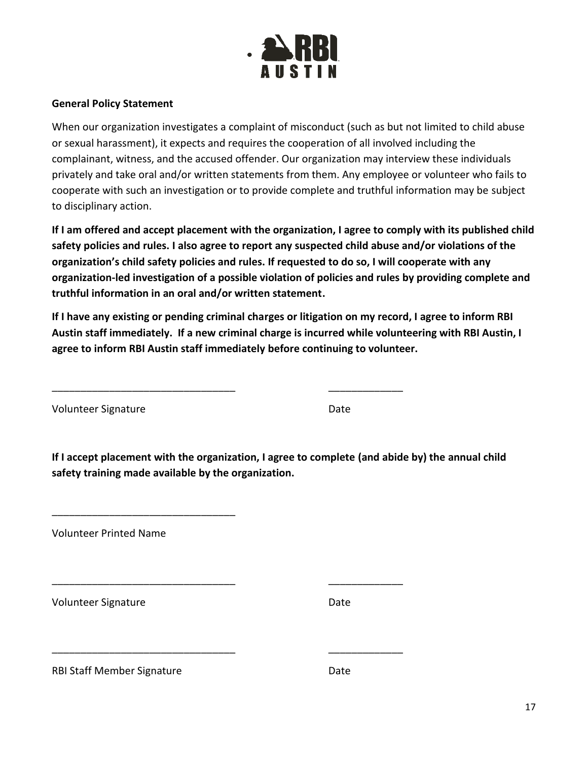**General Policy Statement**

When our organization investigates a complaint of misconduct (such as but not limited to child abuse or sexual harassment), it expects and requires the cooperation of all involved including the complainant, witness, and the accused offender. Our organization may interview these individuals privately and take oral and/or written statements from them. Any employee or volunteer who fails to cooperate with such an investigation or to provide complete and truthful information may be subject to disciplinary action.

**If I am offered and accept placement with the organization, I agree to comply with its published child safety policies and rules. I also agree to report any suspected child abuse and/or violations of the organization's child safety policies and rules. If requested to do so, I will cooperate with any organization-led investigation of a possible violation of policies and rules by providing complete and truthful information in an oral and/or written statement.**

**If I have any existing or pending criminal charges or litigation on my record, I agree to inform RBI Austin staff immediately. If a new criminal charge is incurred while volunteering with RBI Austin, I agree to inform RBI Austin staff immediately before continuing to volunteer.**

________________________________ _____________

Volunteer Signature Date

**If I accept placement with the organization, I agree to complete (and abide by) the annual child safety training made available by the organization.**

________________________________

Volunteer Printed Name

________________________________ _____________

Volunteer Signature Date

________________________________ _____________

RBI Staff Member Signature Date